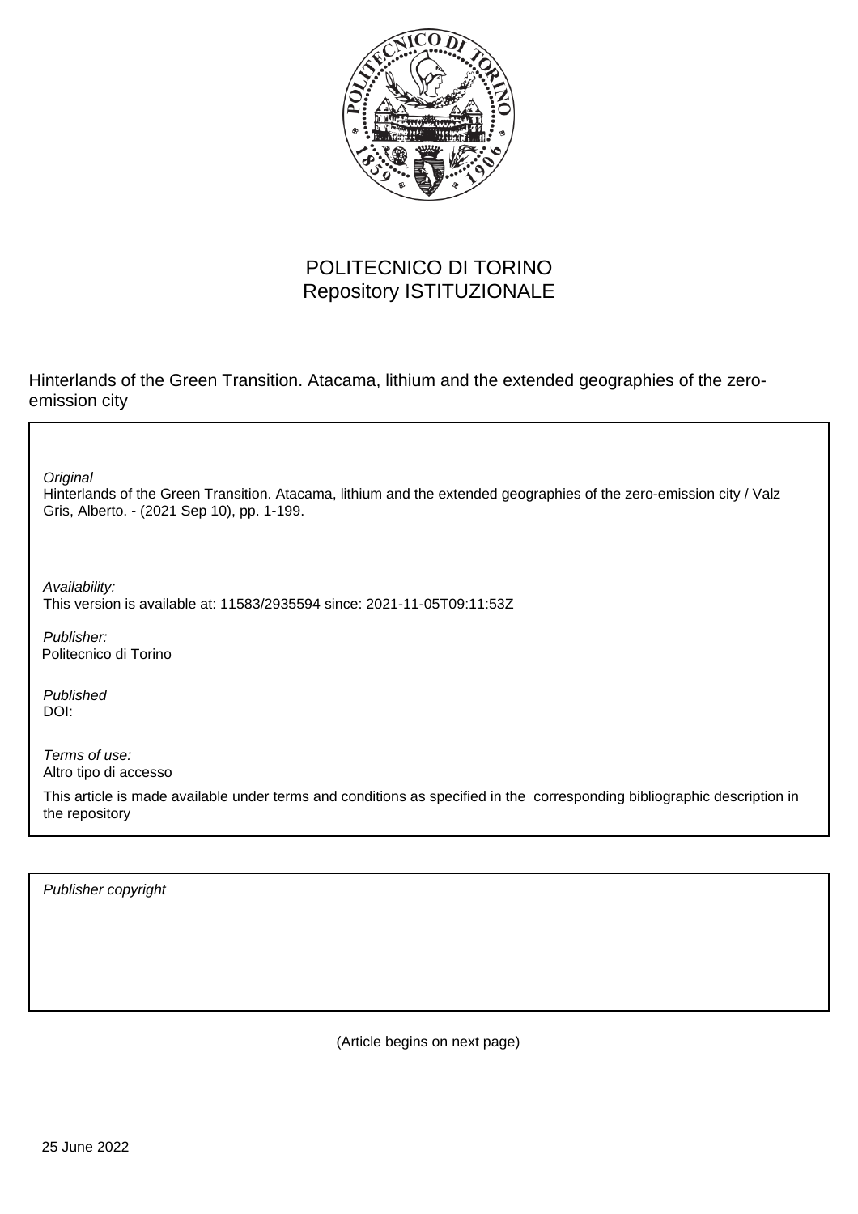POLITECNICO DI TORINO
Repository ISTITUZIONALE

Hinterlands of the Green Transition. Atacama, lithium and the extended geographies of the zero-emission city

*Original*
Hinterlands of the Green Transition. Atacama, lithium and the extended geographies of the zero-emission city / Valz Gris, Alberto. - (2021 Sep 10), pp. 1-199.

*Availability:*
This version is available at: 11583/2935594 since: 2021-11-05T09:11:53Z

*Publisher:*
Politecnico di Torino

*Published*
DOI:

*Terms of use:*
Altro tipo di accesso

This article is made available under terms and conditions as specified in the corresponding bibliographic description in the repository

*Publisher copyright*

(Article begins on next page)

25 June 2022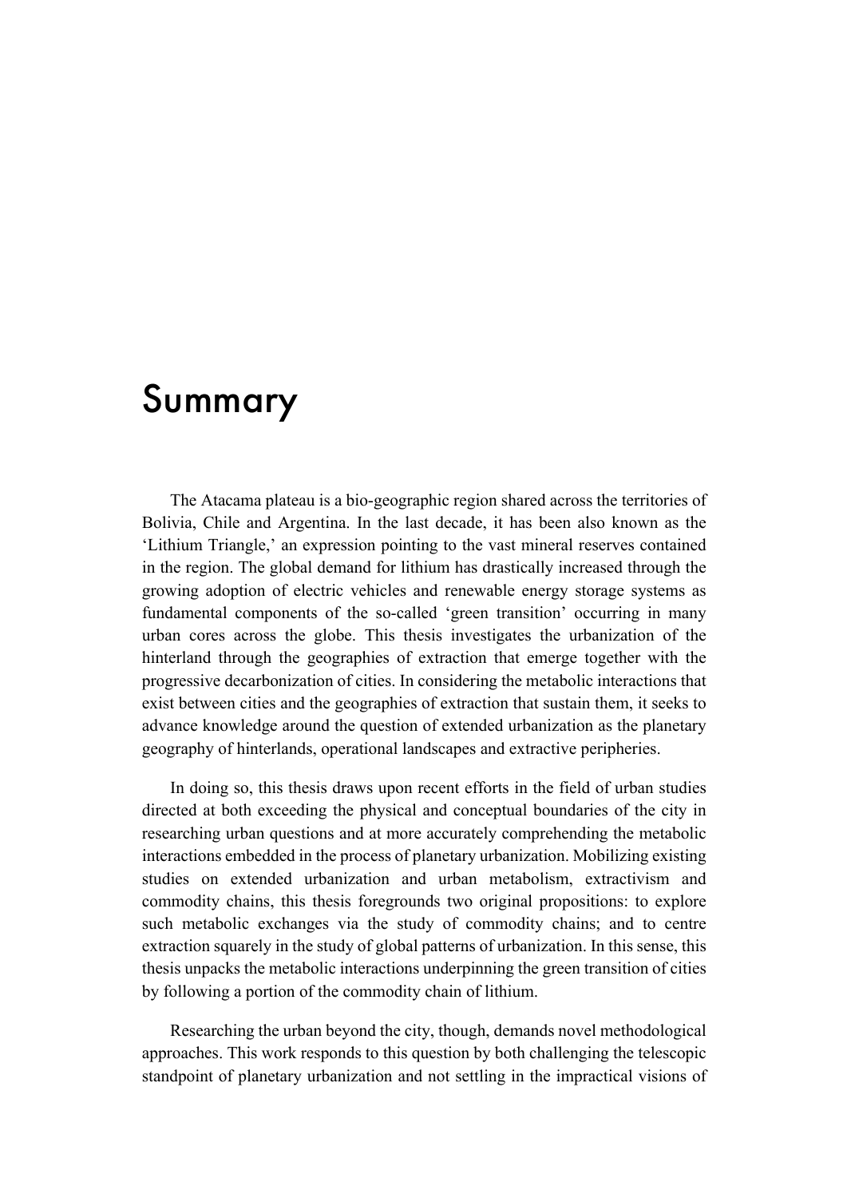# Summary

The Atacama plateau is a bio-geographic region shared across the territories of Bolivia, Chile and Argentina. In the last decade, it has been also known as the 'Lithium Triangle,' an expression pointing to the vast mineral reserves contained in the region. The global demand for lithium has drastically increased through the growing adoption of electric vehicles and renewable energy storage systems as fundamental components of the so-called 'green transition' occurring in many urban cores across the globe. This thesis investigates the urbanization of the hinterland through the geographies of extraction that emerge together with the progressive decarbonization of cities. In considering the metabolic interactions that exist between cities and the geographies of extraction that sustain them, it seeks to advance knowledge around the question of extended urbanization as the planetary geography of hinterlands, operational landscapes and extractive peripheries.

In doing so, this thesis draws upon recent efforts in the field of urban studies directed at both exceeding the physical and conceptual boundaries of the city in researching urban questions and at more accurately comprehending the metabolic interactions embedded in the process of planetary urbanization. Mobilizing existing studies on extended urbanization and urban metabolism, extractivism and commodity chains, this thesis foregrounds two original propositions: to explore such metabolic exchanges via the study of commodity chains; and to centre extraction squarely in the study of global patterns of urbanization. In this sense, this thesis unpacks the metabolic interactions underpinning the green transition of cities by following a portion of the commodity chain of lithium.

Researching the urban beyond the city, though, demands novel methodological approaches. This work responds to this question by both challenging the telescopic standpoint of planetary urbanization and not settling in the impractical visions of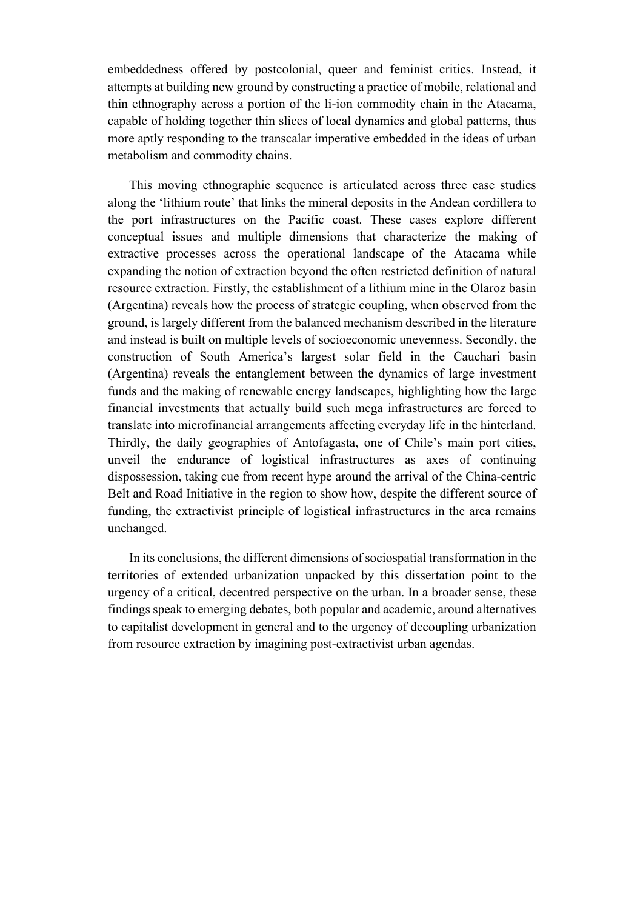embeddedness offered by postcolonial, queer and feminist critics. Instead, it attempts at building new ground by constructing a practice of mobile, relational and thin ethnography across a portion of the li-ion commodity chain in the Atacama, capable of holding together thin slices of local dynamics and global patterns, thus more aptly responding to the transcalar imperative embedded in the ideas of urban metabolism and commodity chains.

This moving ethnographic sequence is articulated across three case studies along the 'lithium route' that links the mineral deposits in the Andean cordillera to the port infrastructures on the Pacific coast. These cases explore different conceptual issues and multiple dimensions that characterize the making of extractive processes across the operational landscape of the Atacama while expanding the notion of extraction beyond the often restricted definition of natural resource extraction. Firstly, the establishment of a lithium mine in the Olaroz basin (Argentina) reveals how the process of strategic coupling, when observed from the ground, is largely different from the balanced mechanism described in the literature and instead is built on multiple levels of socioeconomic unevenness. Secondly, the construction of South America's largest solar field in the Cauchari basin (Argentina) reveals the entanglement between the dynamics of large investment funds and the making of renewable energy landscapes, highlighting how the large financial investments that actually build such mega infrastructures are forced to translate into microfinancial arrangements affecting everyday life in the hinterland. Thirdly, the daily geographies of Antofagasta, one of Chile's main port cities, unveil the endurance of logistical infrastructures as axes of continuing dispossession, taking cue from recent hype around the arrival of the China-centric Belt and Road Initiative in the region to show how, despite the different source of funding, the extractivist principle of logistical infrastructures in the area remains unchanged.

In its conclusions, the different dimensions of sociospatial transformation in the territories of extended urbanization unpacked by this dissertation point to the urgency of a critical, decentred perspective on the urban. In a broader sense, these findings speak to emerging debates, both popular and academic, around alternatives to capitalist development in general and to the urgency of decoupling urbanization from resource extraction by imagining post-extractivist urban agendas.